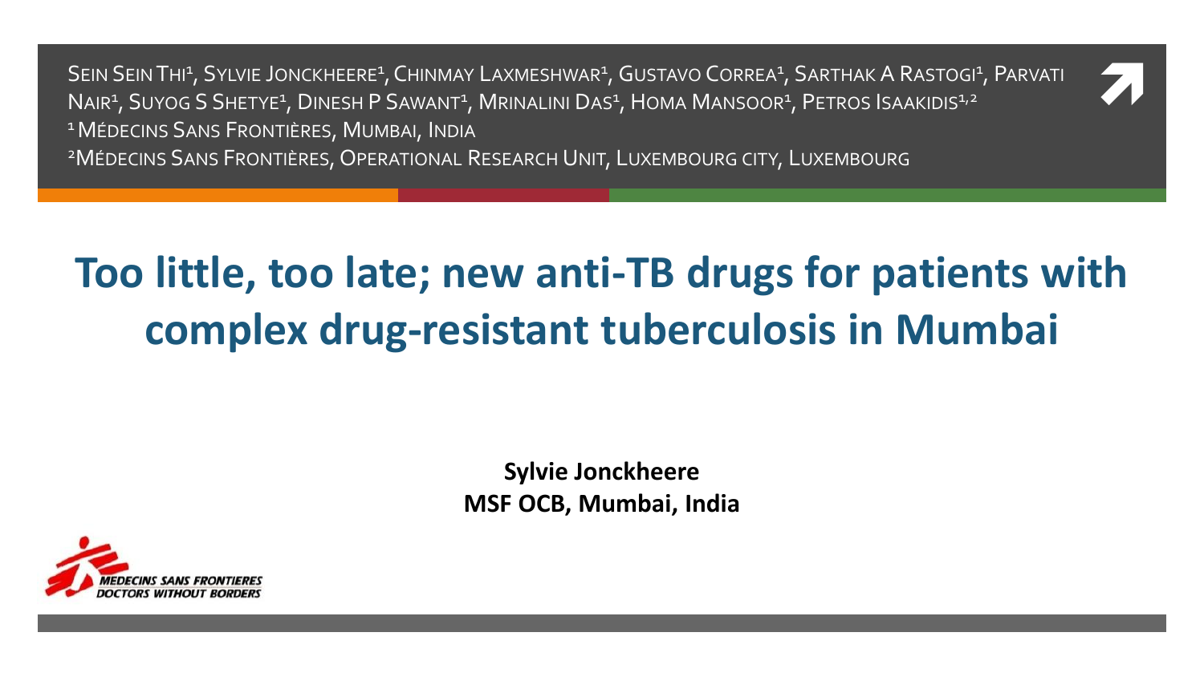Sein Sein Thi[1], Sylvie Jonckheere[1], Chinmay Laxmeshwar[1], Gustavo Correa[1], Sarthak A Rastogi[1], Parvati Nair[1], Suyog S Shetye[1], Dinesh P Sawant[1], Mrinalini Das[1], Homa Mansoor[1], Petros Isaakidis[1,2]

[1] Médecins Sans Frontières, Mumbai, India

[2] Médecins Sans Frontières, Operational Research Unit, Luxembourg city, Luxembourg

# Too little, too late; new anti-TB drugs for patients with complex drug-resistant tuberculosis in Mumbai

**Sylvie Jonckheere**
**MSF OCB, Mumbai, India**

MEDECINS SANS FRONTIERES
DOCTORS WITHOUT BORDERS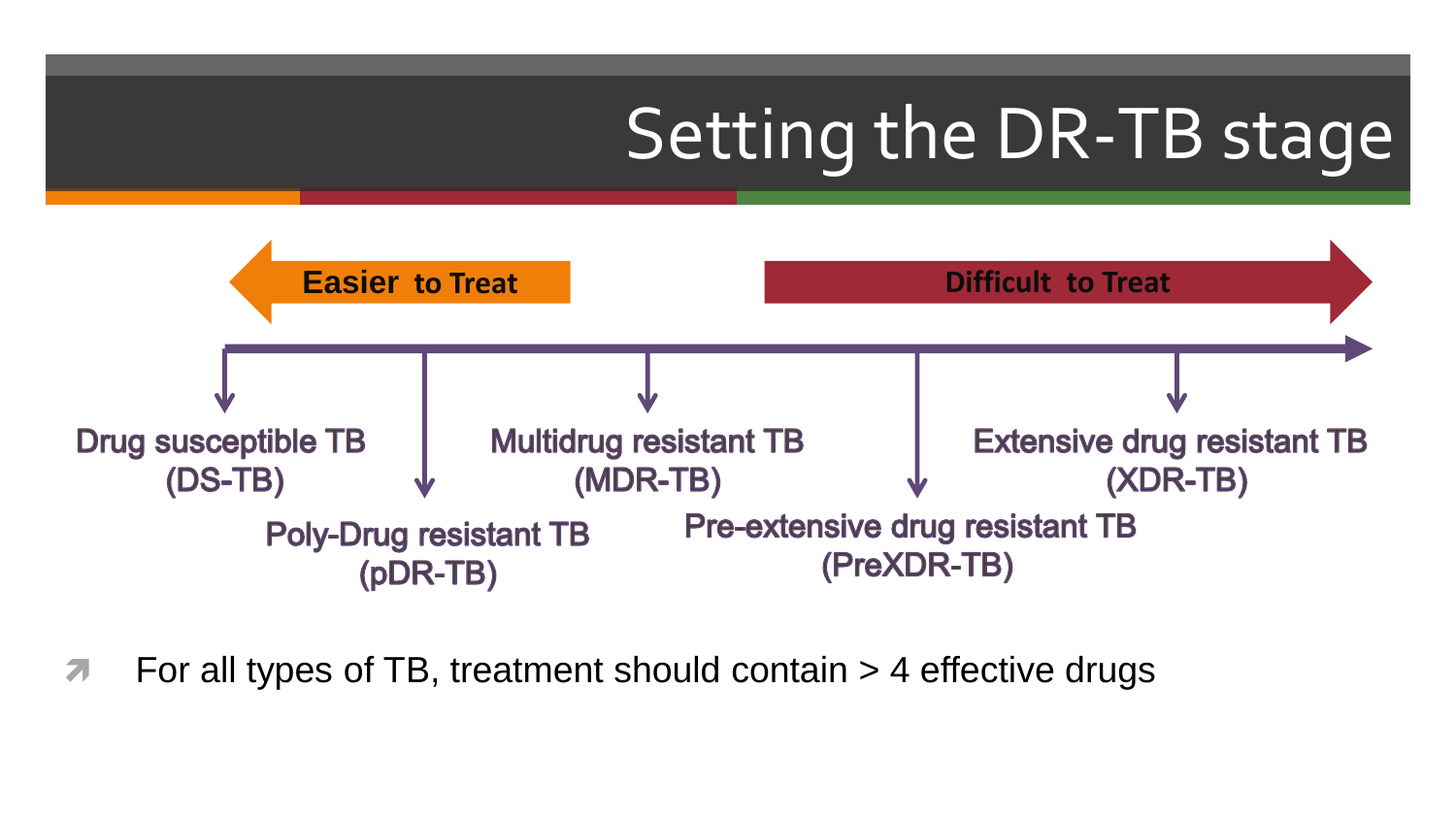# Setting the DR-TB stage

**Easier to Treat** ← → **Difficult to Treat**

- Drug susceptible TB (DS-TB)
- Poly-Drug resistant TB (pDR-TB)
- Multidrug resistant TB (MDR-TB)
- Pre-extensive drug resistant TB (PreXDR-TB)
- Extensive drug resistant TB (XDR-TB)

- For all types of TB, treatment should contain > 4 effective drugs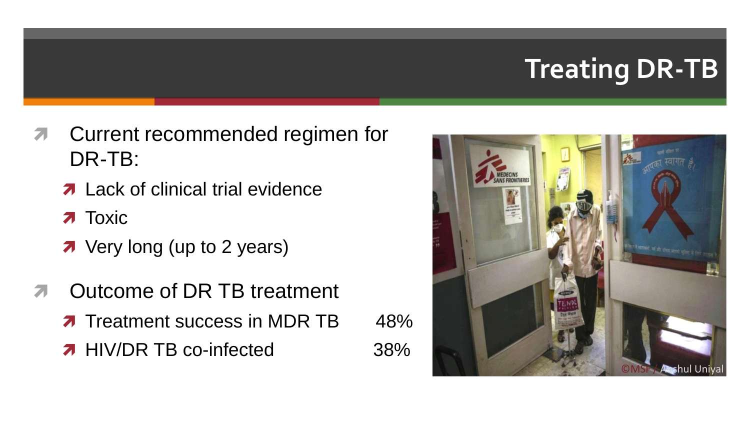# Treating DR-TB

- Current recommended regimen for DR-TB:
  - Lack of clinical trial evidence
  - Toxic
  - Very long (up to 2 years)
- Outcome of DR TB treatment
  - Treatment success in MDR TB 48%
  - HIV/DR TB co-infected 38%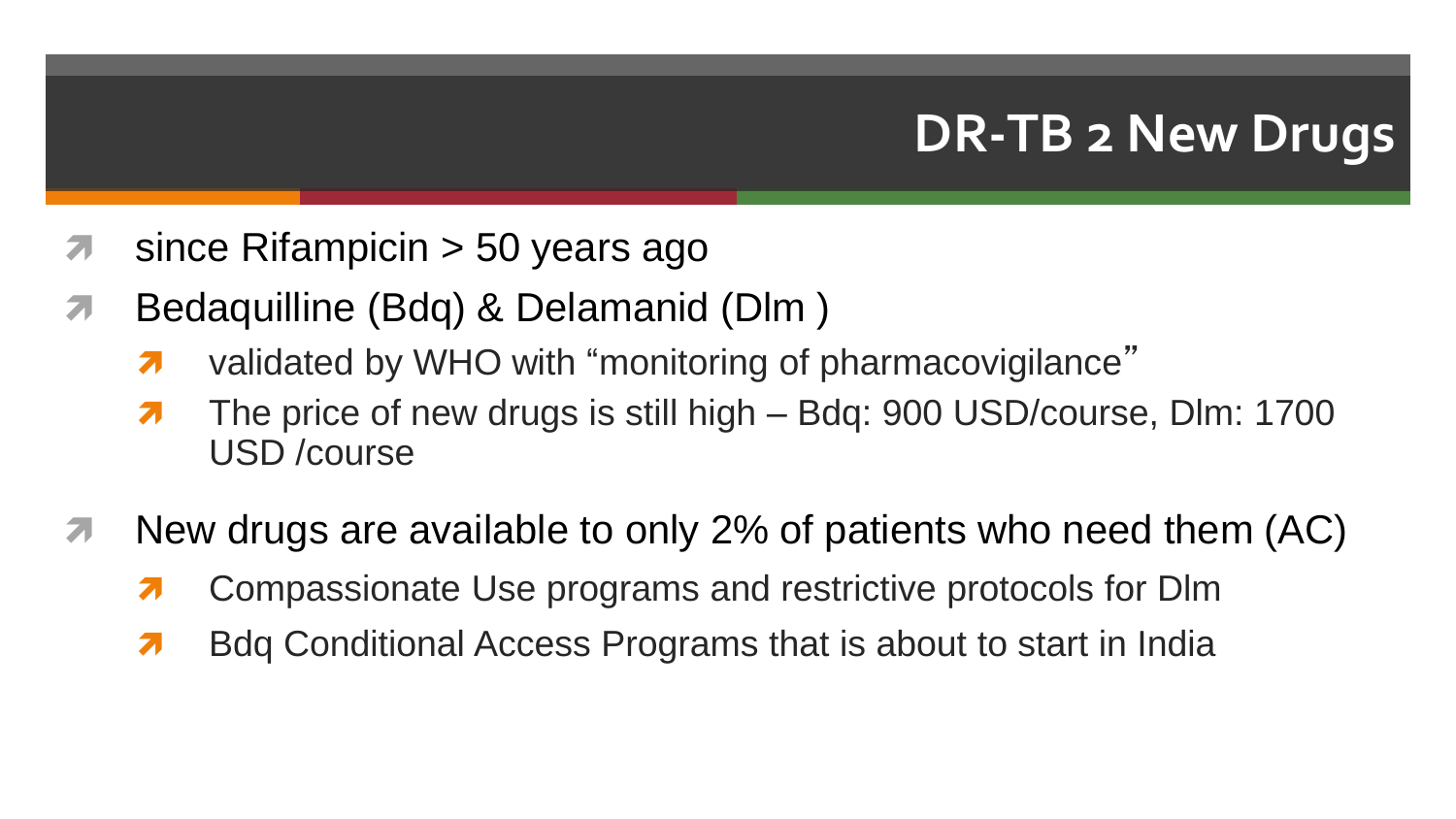# DR-TB 2 New Drugs

- since Rifampicin > 50 years ago
- Bedaquilline (Bdq) & Delamanid (Dlm )
  - validated by WHO with “monitoring of pharmacovigilance”
  - The price of new drugs is still high – Bdq: 900 USD/course, Dlm: 1700 USD /course
- New drugs are available to only 2% of patients who need them (AC)
  - Compassionate Use programs and restrictive protocols for Dlm
  - Bdq Conditional Access Programs that is about to start in India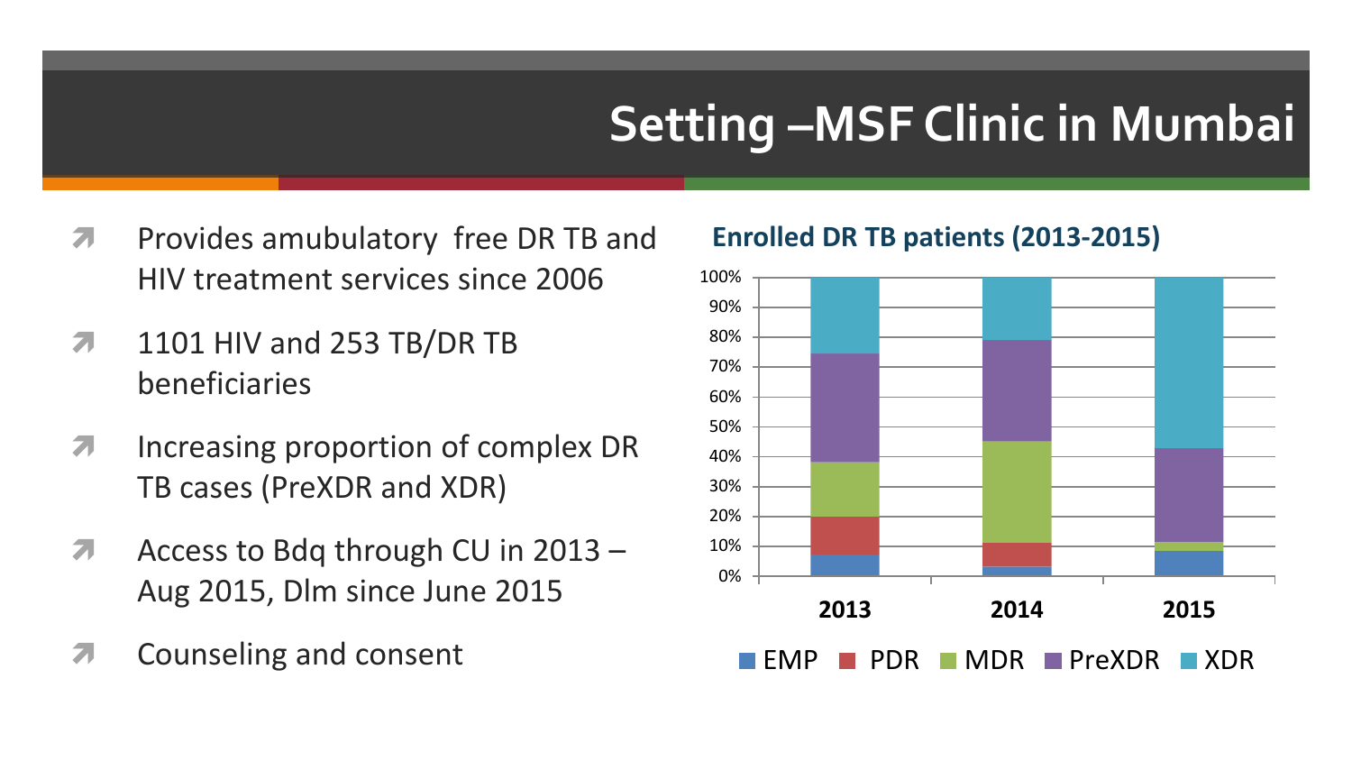# Setting –MSF Clinic in Mumbai

- Provides amubulatory free DR TB and HIV treatment services since 2006
- 1101 HIV and 253 TB/DR TB beneficiaries
- Increasing proportion of complex DR TB cases (PreXDR and XDR)
- Access to Bdq through CU in 2013 – Aug 2015, Dlm since June 2015
- Counseling and consent

**Enrolled DR TB patients (2013-2015)**

100%
90%
80%
70%
60%
50%
40%
30%
20%
10%
0%

2013 2014 2015

EMP PDR MDR PreXDR XDR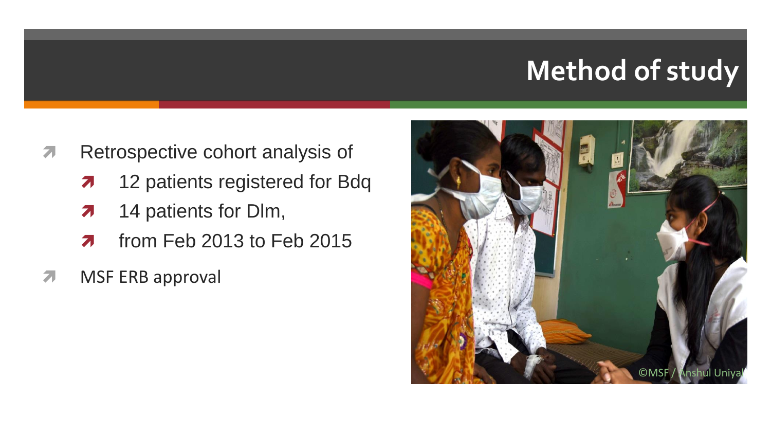# Method of study

- Retrospective cohort analysis of
  - 12 patients registered for Bdq
  - 14 patients for Dlm,
  - from Feb 2013 to Feb 2015
- MSF ERB approval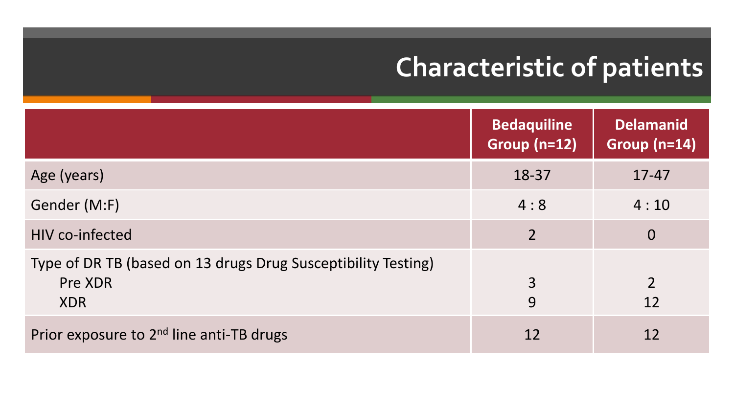# Characteristic of patients

| | Bedaquiline Group (n=12) | Delamanid Group (n=14) |
|---|---|---|
| Age (years) | 18-37 | 17-47 |
| Gender (M:F) | 4 : 8 | 4 : 10 |
| HIV co-infected | 2 | 0 |
| Type of DR TB (based on 13 drugs Drug Susceptibility Testing) | | |
| Pre XDR | 3 | 2 |
| XDR | 9 | 12 |
| Prior exposure to 2nd line anti-TB drugs | 12 | 12 |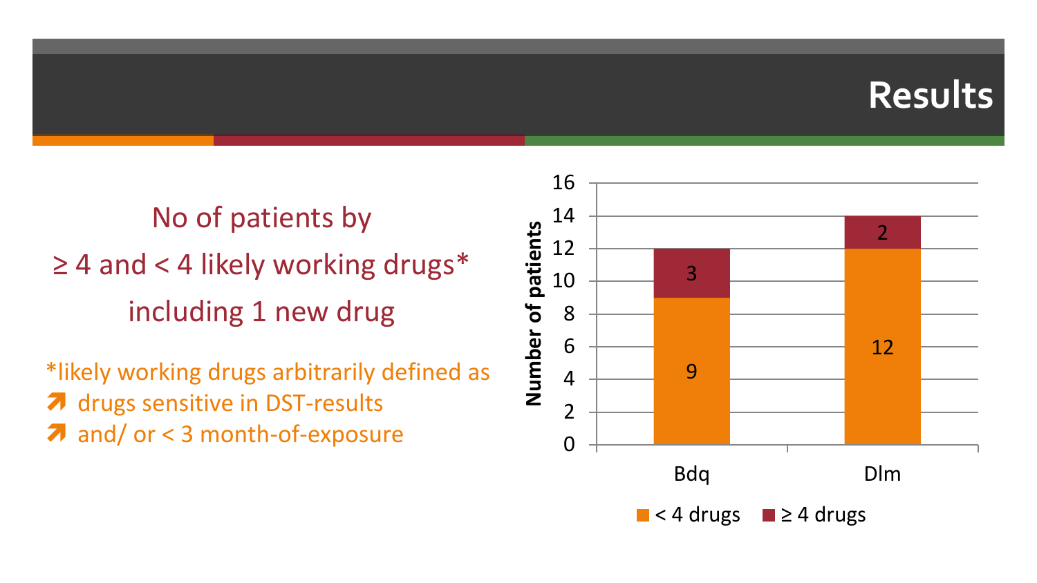# Results

No of patients by

≥ 4 and < 4 likely working drugs*

including 1 new drug

*likely working drugs arbitrarily defined as

- drugs sensitive in DST-results
- and/ or < 3 month-of-exposure

| Number of patients | < 4 drugs | ≥ 4 drugs |
|---|---|---|
| Bdq | 9 | 3 |
| Dlm | 12 | 2 |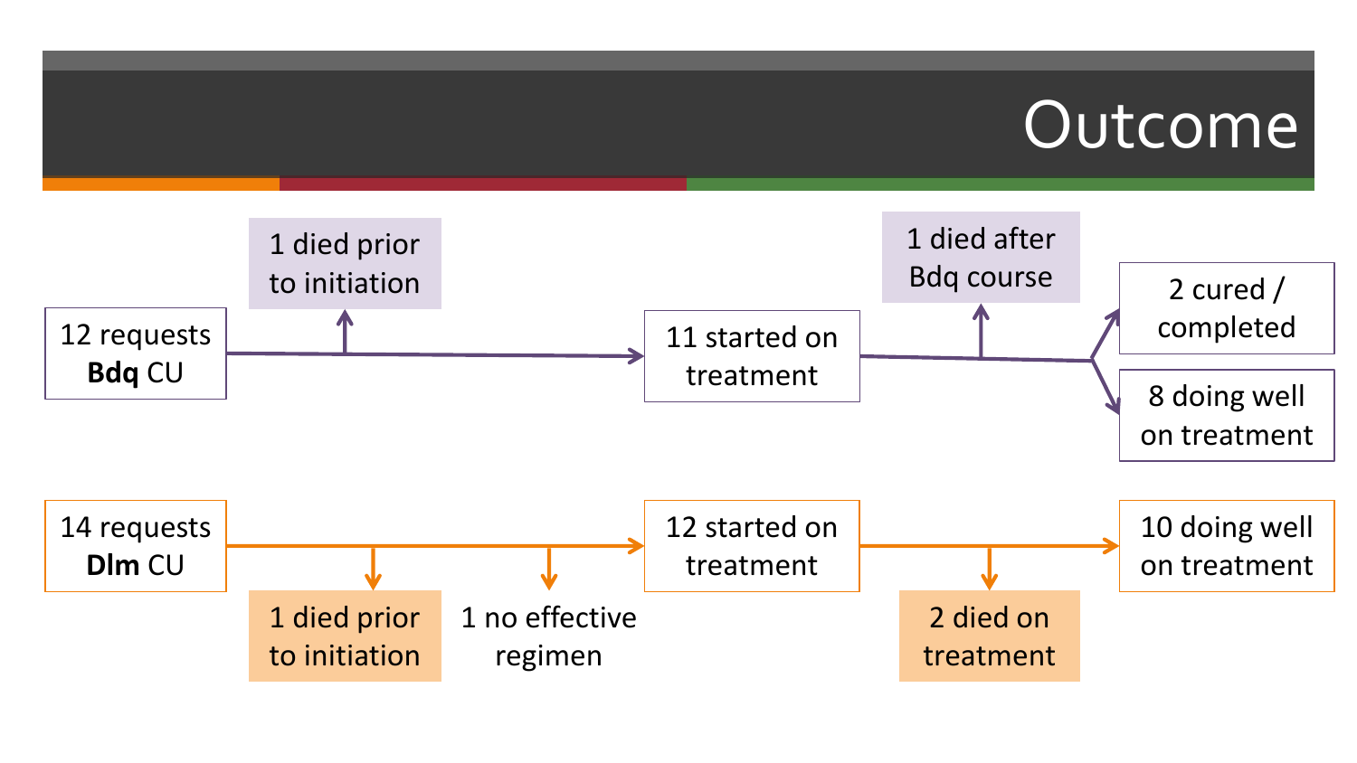# Outcome

**Bdq CU pathway:**

- 12 requests **Bdq** CU
  - 1 died prior to initiation
- 11 started on treatment
  - 1 died after Bdq course
  - 2 cured / completed
  - 8 doing well on treatment

**Dlm CU pathway:**

- 14 requests **Dlm** CU
  - 1 died prior to initiation
  - 1 no effective regimen
- 12 started on treatment
  - 2 died on treatment
  - 10 doing well on treatment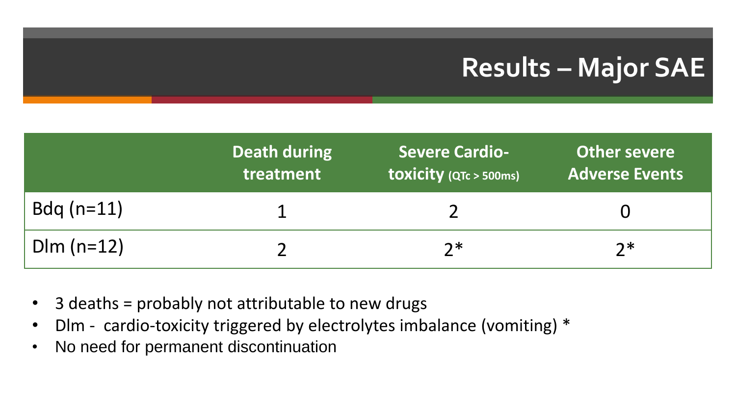# Results – Major SAE

| | Death during treatment | Severe Cardio-toxicity (QTc > 500ms) | Other severe Adverse Events |
|---|---|---|---|
| Bdq (n=11) | 1 | 2 | 0 |
| Dlm (n=12) | 2 | 2* | 2* |

- 3 deaths = probably not attributable to new drugs
- Dlm - cardio-toxicity triggered by electrolytes imbalance (vomiting) *
- No need for permanent discontinuation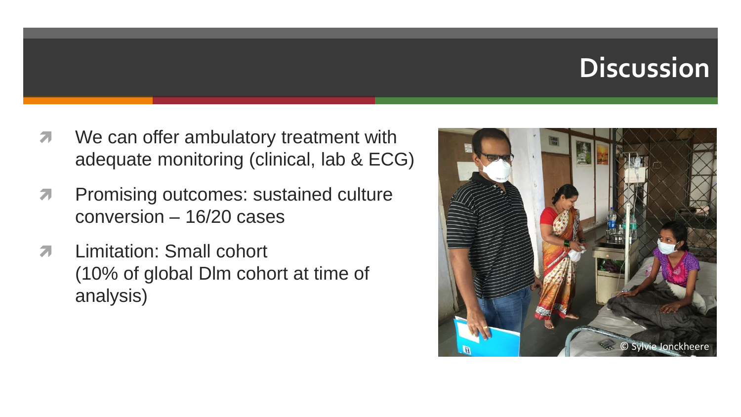# Discussion

- We can offer ambulatory treatment with adequate monitoring (clinical, lab & ECG)
- Promising outcomes: sustained culture conversion – 16/20 cases
- Limitation: Small cohort (10% of global Dlm cohort at time of analysis)

© Sylvie Jonckheere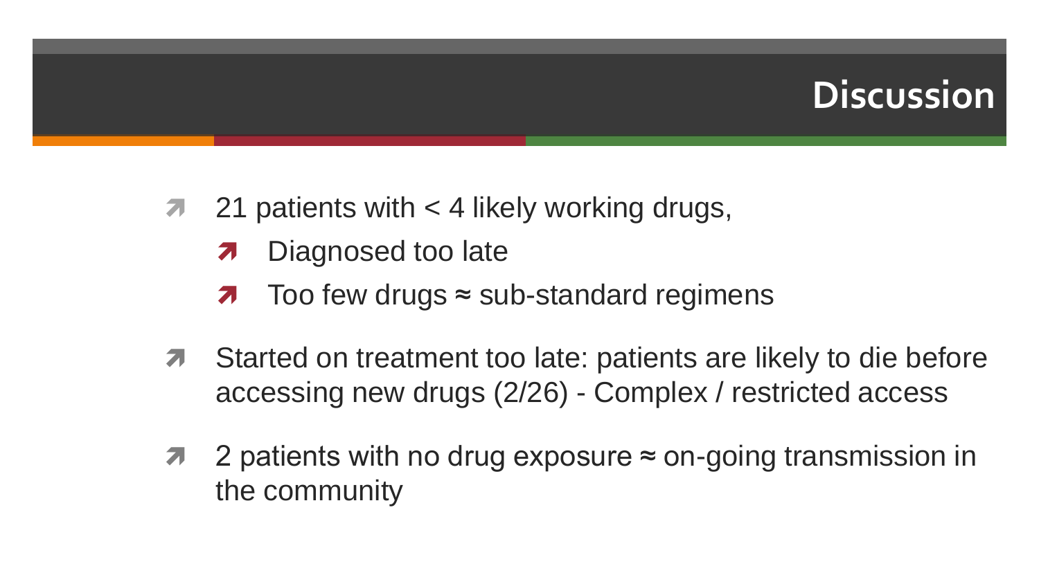# Discussion

- 21 patients with < 4 likely working drugs,
  - Diagnosed too late
  - Too few drugs ≈ sub-standard regimens
- Started on treatment too late: patients are likely to die before accessing new drugs (2/26) - Complex / restricted access
- 2 patients with no drug exposure ≈ on-going transmission in the community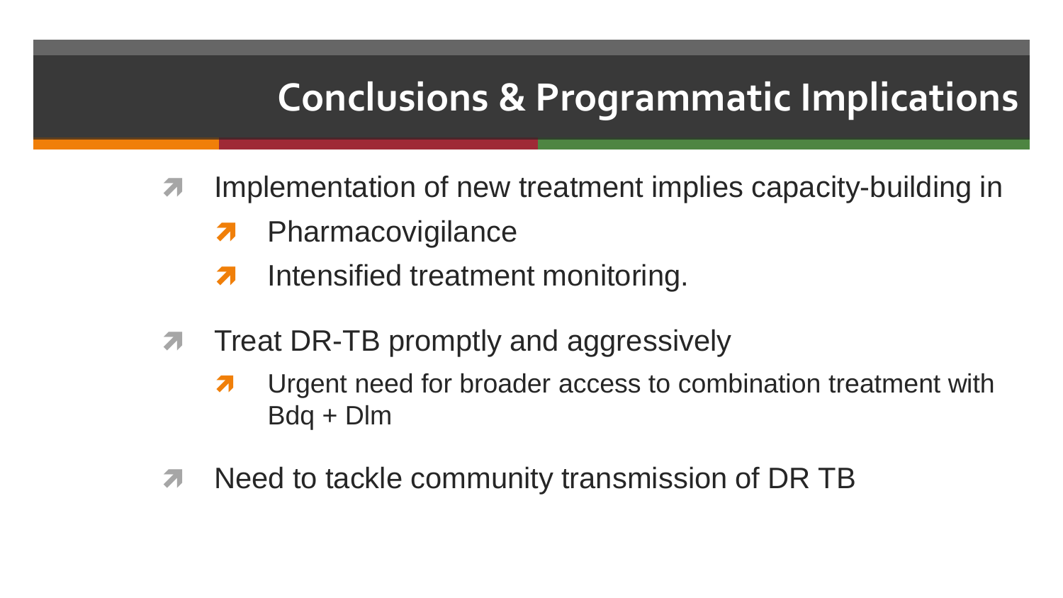# Conclusions & Programmatic Implications

- Implementation of new treatment implies capacity-building in
  - Pharmacovigilance
  - Intensified treatment monitoring.

- Treat DR-TB promptly and aggressively
  - Urgent need for broader access to combination treatment with Bdq + Dlm

- Need to tackle community transmission of DR TB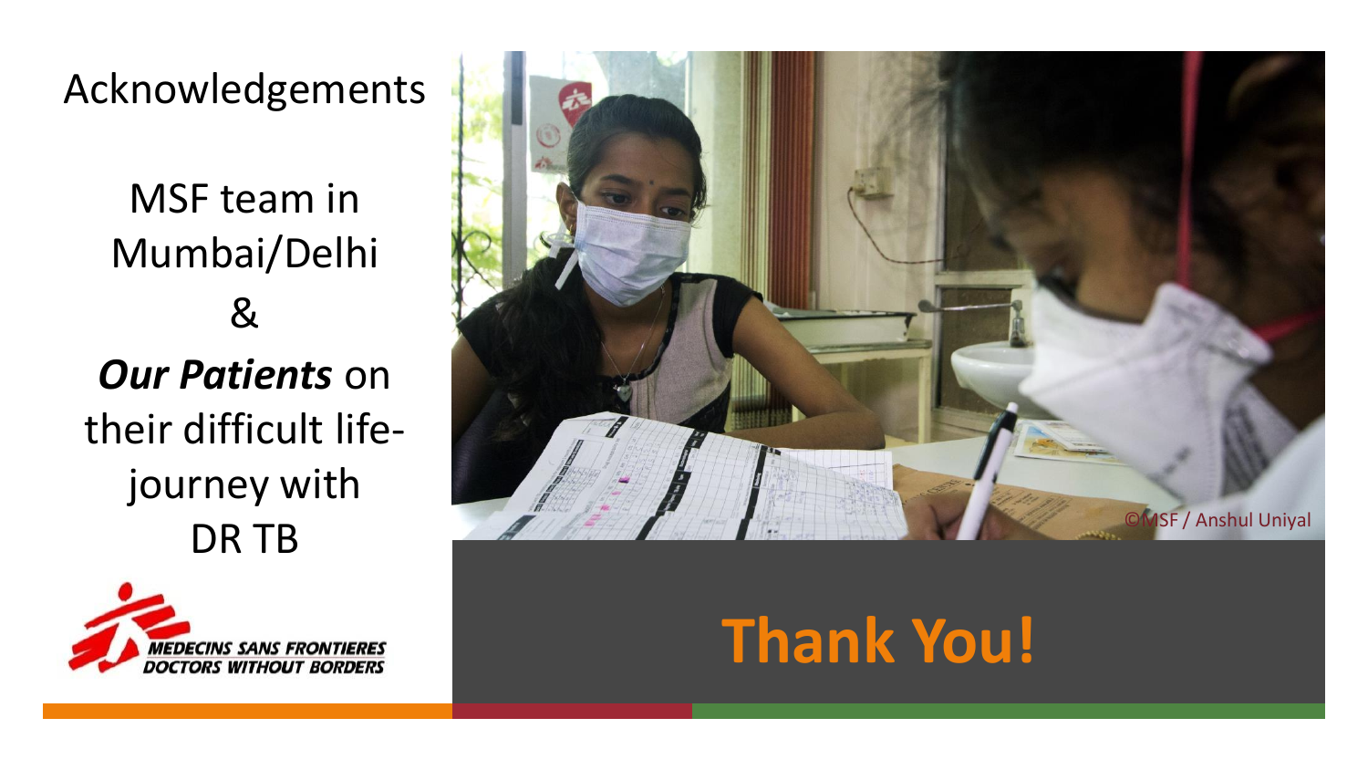# Acknowledgements

MSF team in Mumbai/Delhi

&

***Our Patients*** on their difficult life-journey with DR TB

MEDECINS SANS FRONTIERES
DOCTORS WITHOUT BORDERS

©MSF / Anshul Uniyal

**Thank You!**